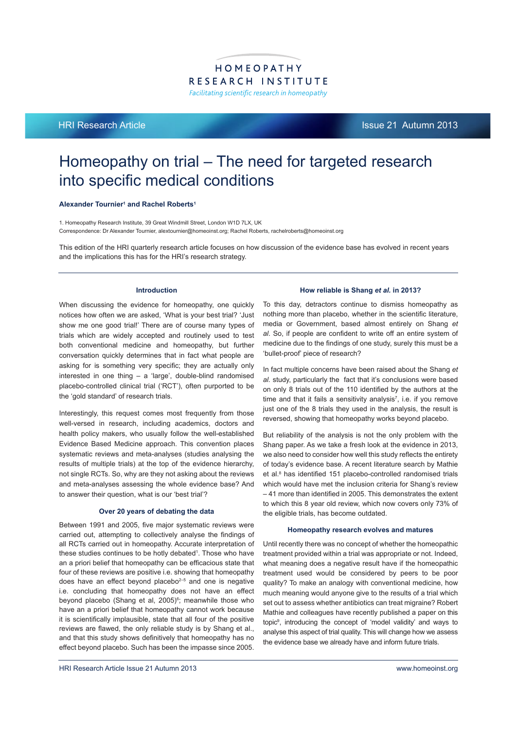HOMEOPATHY RESEARCH INSTITUTE

*Facilitating scientific research in homeopathy*

HRI Research Article — Issue 21 Autumn 2013

# Homeopathy on trial – The need for targeted research into specific medical conditions

**Alexander Tournier[1] and Rachel Roberts[1]**

1. Homeopathy Research Institute, 39 Great Windmill Street, London W1D 7LX, UK
Correspondence: Dr Alexander Tournier, alextournier@homeoinst.org; Rachel Roberts, rachelroberts@homeoinst.org

This edition of the HRI quarterly research article focuses on how discussion of the evidence base has evolved in recent years and the implications this has for the HRI's research strategy.

### Introduction

When discussing the evidence for homeopathy, one quickly notices how often we are asked, 'What is your best trial? 'Just show me one good trial!' There are of course many types of trials which are widely accepted and routinely used to test both conventional medicine and homeopathy, but further conversation quickly determines that in fact what people are asking for is something very specific; they are actually only interested in one thing – a 'large', double-blind randomised placebo-controlled clinical trial ('RCT'), often purported to be the 'gold standard' of research trials.

Interestingly, this request comes most frequently from those well-versed in research, including academics, doctors and health policy makers, who usually follow the well-established Evidence Based Medicine approach. This convention places systematic reviews and meta-analyses (studies analysing the results of multiple trials) at the top of the evidence hierarchy, not single RCTs. So, why are they not asking about the reviews and meta-analyses assessing the whole evidence base? And to answer their question, what is our 'best trial'?

### Over 20 years of debating the data

Between 1991 and 2005, five major systematic reviews were carried out, attempting to collectively analyse the findings of all RCTs carried out in homeopathy. Accurate interpretation of these studies continues to be hotly debated[1]. Those who have an a priori belief that homeopathy can be efficacious state that four of these reviews are positive i.e. showing that homeopathy does have an effect beyond placebo[2–5] and one is negative i.e. concluding that homeopathy does not have an effect beyond placebo (Shang et al, 2005)[6]; meanwhile those who have an a priori belief that homeopathy cannot work because it is scientifically implausible, state that all four of the positive reviews are flawed, the only reliable study is by Shang et al., and that this study shows definitively that homeopathy has no effect beyond placebo. Such has been the impasse since 2005.

### How reliable is Shang *et al.* in 2013?

To this day, detractors continue to dismiss homeopathy as nothing more than placebo, whether in the scientific literature, media or Government, based almost entirely on Shang *et al*. So, if people are confident to write off an entire system of medicine due to the findings of one study, surely this must be a 'bullet-proof' piece of research?

In fact multiple concerns have been raised about the Shang *et al.* study, particularly the fact that it's conclusions were based on only 8 trials out of the 110 identified by the authors at the time and that it fails a sensitivity analysis[7], i.e. if you remove just one of the 8 trials they used in the analysis, the result is reversed, showing that homeopathy works beyond placebo.

But reliability of the analysis is not the only problem with the Shang paper. As we take a fresh look at the evidence in 2013, we also need to consider how well this study reflects the entirety of today's evidence base. A recent literature search by Mathie et al.[8] has identified 151 placebo-controlled randomised trials which would have met the inclusion criteria for Shang's review – 41 more than identified in 2005. This demonstrates the extent to which this 8 year old review, which now covers only 73% of the eligible trials, has become outdated.

### Homeopathy research evolves and matures

Until recently there was no concept of whether the homeopathic treatment provided within a trial was appropriate or not. Indeed, what meaning does a negative result have if the homeopathic treatment used would be considered by peers to be poor quality? To make an analogy with conventional medicine, how much meaning would anyone give to the results of a trial which set out to assess whether antibiotics can treat migraine? Robert Mathie and colleagues have recently published a paper on this topic[9], introducing the concept of 'model validity' and ways to analyse this aspect of trial quality. This will change how we assess the evidence base we already have and inform future trials.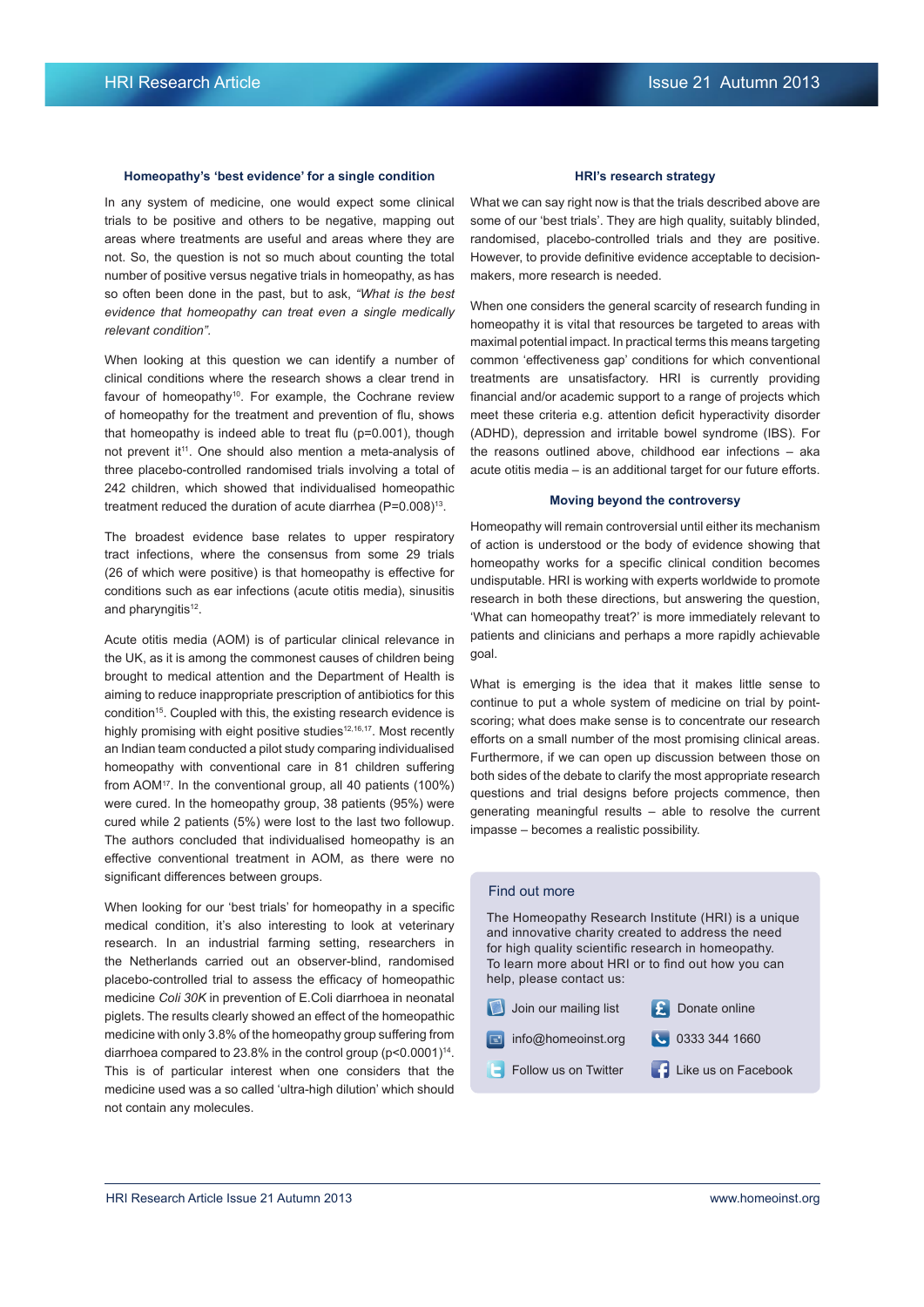### Homeopathy's 'best evidence' for a single condition

In any system of medicine, one would expect some clinical trials to be positive and others to be negative, mapping out areas where treatments are useful and areas where they are not. So, the question is not so much about counting the total number of positive versus negative trials in homeopathy, as has so often been done in the past, but to ask, *"What is the best evidence that homeopathy can treat even a single medically relevant condition".*

When looking at this question we can identify a number of clinical conditions where the research shows a clear trend in favour of homeopathy[10]. For example, the Cochrane review of homeopathy for the treatment and prevention of flu, shows that homeopathy is indeed able to treat flu ($p=0.001$), though not prevent it[11]. One should also mention a meta-analysis of three placebo-controlled randomised trials involving a total of 242 children, which showed that individualised homeopathic treatment reduced the duration of acute diarrhea ($P=0.008$)[13].

The broadest evidence base relates to upper respiratory tract infections, where the consensus from some 29 trials (26 of which were positive) is that homeopathy is effective for conditions such as ear infections (acute otitis media), sinusitis and pharyngitis[12].

Acute otitis media (AOM) is of particular clinical relevance in the UK, as it is among the commonest causes of children being brought to medical attention and the Department of Health is aiming to reduce inappropriate prescription of antibiotics for this condition[15]. Coupled with this, the existing research evidence is highly promising with eight positive studies[12,16,17]. Most recently an Indian team conducted a pilot study comparing individualised homeopathy with conventional care in 81 children suffering from AOM[17]. In the conventional group, all 40 patients (100%) were cured. In the homeopathy group, 38 patients (95%) were cured while 2 patients (5%) were lost to the last two followup. The authors concluded that individualised homeopathy is an effective conventional treatment in AOM, as there were no significant differences between groups.

When looking for our 'best trials' for homeopathy in a specific medical condition, it's also interesting to look at veterinary research. In an industrial farming setting, researchers in the Netherlands carried out an observer-blind, randomised placebo-controlled trial to assess the efficacy of homeopathic medicine *Coli 30K* in prevention of E.Coli diarrhoea in neonatal piglets. The results clearly showed an effect of the homeopathic medicine with only 3.8% of the homeopathy group suffering from diarrhoea compared to 23.8% in the control group ($p<0.0001$)[14]. This is of particular interest when one considers that the medicine used was a so called 'ultra-high dilution' which should not contain any molecules.

### HRI's research strategy

What we can say right now is that the trials described above are some of our 'best trials'. They are high quality, suitably blinded, randomised, placebo-controlled trials and they are positive. However, to provide definitive evidence acceptable to decision-makers, more research is needed.

When one considers the general scarcity of research funding in homeopathy it is vital that resources be targeted to areas with maximal potential impact. In practical terms this means targeting common 'effectiveness gap' conditions for which conventional treatments are unsatisfactory. HRI is currently providing financial and/or academic support to a range of projects which meet these criteria e.g. attention deficit hyperactivity disorder (ADHD), depression and irritable bowel syndrome (IBS). For the reasons outlined above, childhood ear infections – aka acute otitis media – is an additional target for our future efforts.

### Moving beyond the controversy

Homeopathy will remain controversial until either its mechanism of action is understood or the body of evidence showing that homeopathy works for a specific clinical condition becomes undisputable. HRI is working with experts worldwide to promote research in both these directions, but answering the question, 'What can homeopathy treat?' is more immediately relevant to patients and clinicians and perhaps a more rapidly achievable goal.

What is emerging is the idea that it makes little sense to continue to put a whole system of medicine on trial by point-scoring; what does make sense is to concentrate our research efforts on a small number of the most promising clinical areas. Furthermore, if we can open up discussion between those on both sides of the debate to clarify the most appropriate research questions and trial designs before projects commence, then generating meaningful results – able to resolve the current impasse – becomes a realistic possibility.

### Find out more

The Homeopathy Research Institute (HRI) is a unique and innovative charity created to address the need for high quality scientific research in homeopathy. To learn more about HRI or to find out how you can help, please contact us:

- Join our mailing list
- Donate online
- info@homeoinst.org
- 0333 344 1660
- Follow us on Twitter
- Like us on Facebook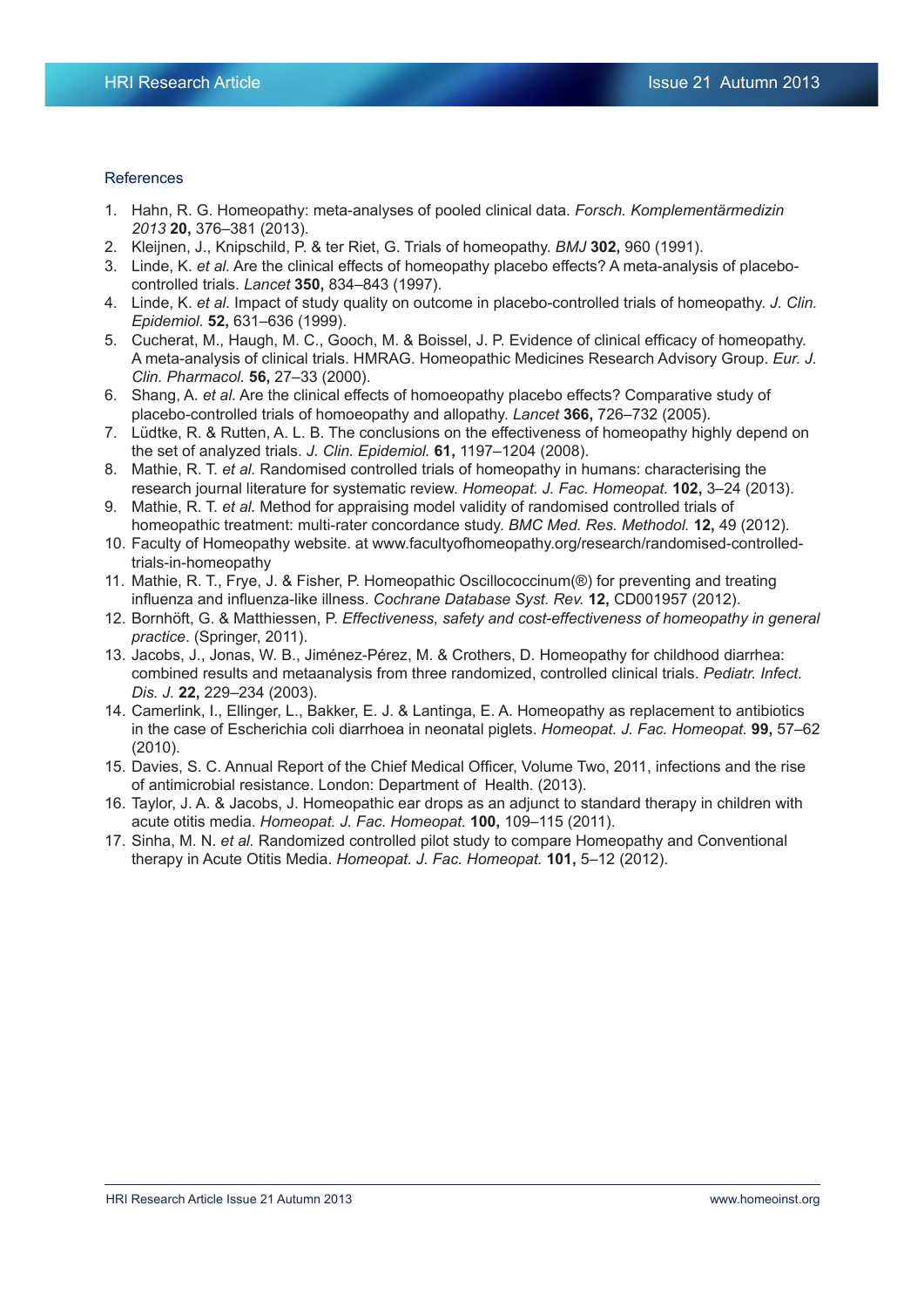## References

1. Hahn, R. G. Homeopathy: meta-analyses of pooled clinical data. *Forsch. Komplementärmedizin 2013* **20,** 376–381 (2013).
2. Kleijnen, J., Knipschild, P. & ter Riet, G. Trials of homeopathy. *BMJ* **302,** 960 (1991).
3. Linde, K. *et al.* Are the clinical effects of homeopathy placebo effects? A meta-analysis of placebo-controlled trials. *Lancet* **350,** 834–843 (1997).
4. Linde, K. *et al.* Impact of study quality on outcome in placebo-controlled trials of homeopathy. *J. Clin. Epidemiol.* **52,** 631–636 (1999).
5. Cucherat, M., Haugh, M. C., Gooch, M. & Boissel, J. P. Evidence of clinical efficacy of homeopathy. A meta-analysis of clinical trials. HMRAG. Homeopathic Medicines Research Advisory Group. *Eur. J. Clin. Pharmacol.* **56,** 27–33 (2000).
6. Shang, A. *et al.* Are the clinical effects of homoeopathy placebo effects? Comparative study of placebo-controlled trials of homoeopathy and allopathy. *Lancet* **366,** 726–732 (2005).
7. Lüdtke, R. & Rutten, A. L. B. The conclusions on the effectiveness of homeopathy highly depend on the set of analyzed trials. *J. Clin. Epidemiol.* **61,** 1197–1204 (2008).
8. Mathie, R. T. *et al.* Randomised controlled trials of homeopathy in humans: characterising the research journal literature for systematic review. *Homeopat. J. Fac. Homeopat.* **102,** 3–24 (2013).
9. Mathie, R. T. *et al.* Method for appraising model validity of randomised controlled trials of homeopathic treatment: multi-rater concordance study. *BMC Med. Res. Methodol.* **12,** 49 (2012).
10. Faculty of Homeopathy website. at www.facultyofhomeopathy.org/research/randomised-controlled-trials-in-homeopathy
11. Mathie, R. T., Frye, J. & Fisher, P. Homeopathic Oscillococcinum(®) for preventing and treating influenza and influenza-like illness. *Cochrane Database Syst. Rev.* **12,** CD001957 (2012).
12. Bornhöft, G. & Matthiessen, P. *Effectiveness, safety and cost-effectiveness of homeopathy in general practice*. (Springer, 2011).
13. Jacobs, J., Jonas, W. B., Jiménez-Pérez, M. & Crothers, D. Homeopathy for childhood diarrhea: combined results and metaanalysis from three randomized, controlled clinical trials. *Pediatr. Infect. Dis. J.* **22,** 229–234 (2003).
14. Camerlink, I., Ellinger, L., Bakker, E. J. & Lantinga, E. A. Homeopathy as replacement to antibiotics in the case of Escherichia coli diarrhoea in neonatal piglets. *Homeopat. J. Fac. Homeopat.* **99,** 57–62 (2010).
15. Davies, S. C. Annual Report of the Chief Medical Officer, Volume Two, 2011, infections and the rise of antimicrobial resistance. London: Department of Health. (2013).
16. Taylor, J. A. & Jacobs, J. Homeopathic ear drops as an adjunct to standard therapy in children with acute otitis media. *Homeopat. J. Fac. Homeopat.* **100,** 109–115 (2011).
17. Sinha, M. N. *et al.* Randomized controlled pilot study to compare Homeopathy and Conventional therapy in Acute Otitis Media. *Homeopat. J. Fac. Homeopat.* **101,** 5–12 (2012).